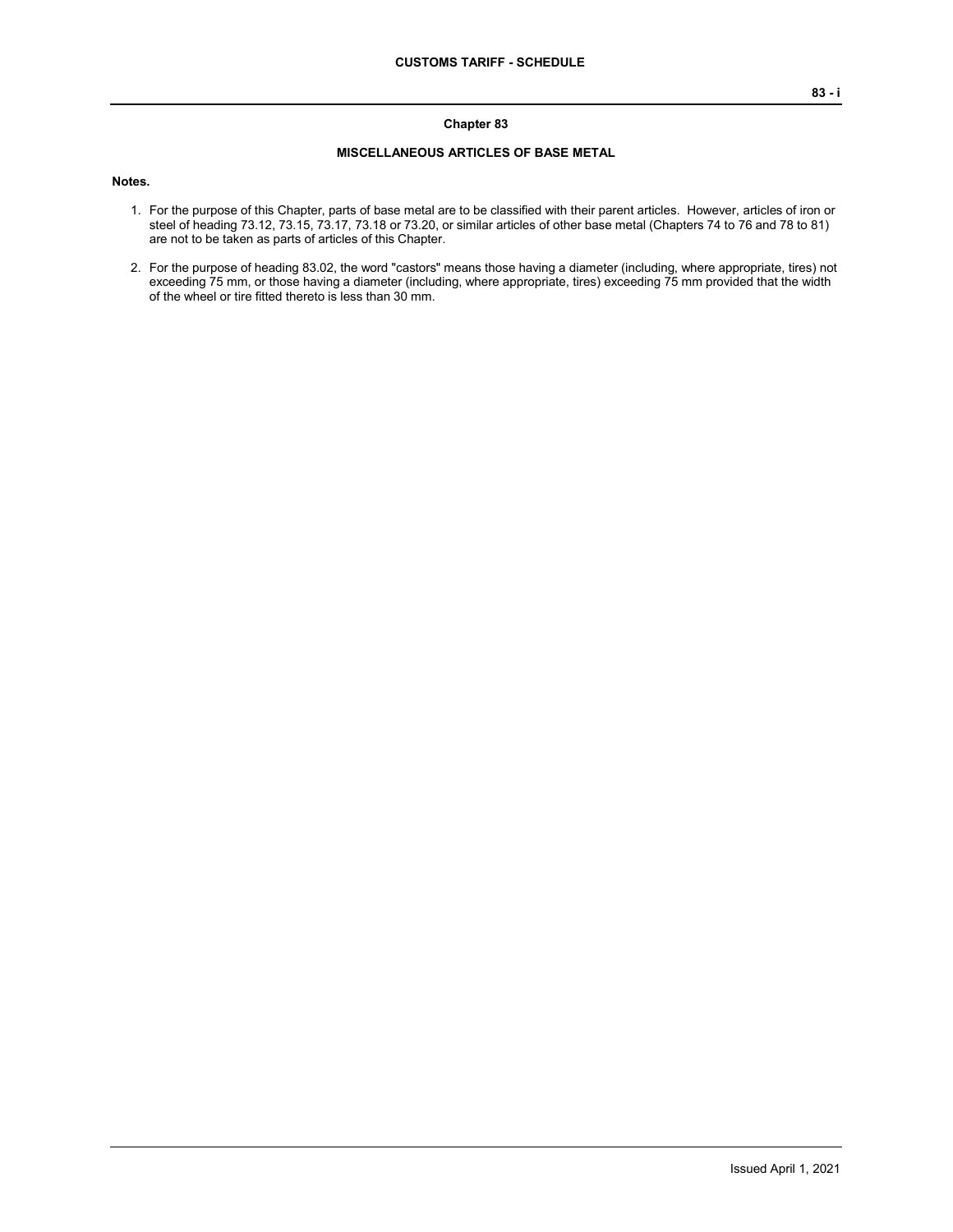# Chapter 83

## MISCELLANEOUS ARTICLES OF BASE METAL

**Notes.**

1. For the purpose of this Chapter, parts of base metal are to be classified with their parent articles. However, articles of iron or steel of heading 73.12, 73.15, 73.17, 73.18 or 73.20, or similar articles of other base metal (Chapters 74 to 76 and 78 to 81) are not to be taken as parts of articles of this Chapter.

2. For the purpose of heading 83.02, the word "castors" means those having a diameter (including, where appropriate, tires) not exceeding 75 mm, or those having a diameter (including, where appropriate, tires) exceeding 75 mm provided that the width of the wheel or tire fitted thereto is less than 30 mm.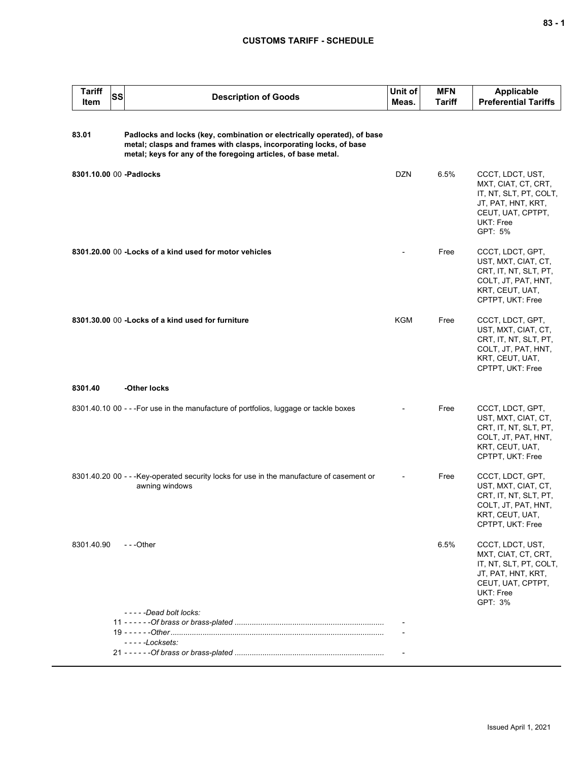| Tariff Item | SS | Description of Goods | Unit of Meas. | MFN Tariff | Applicable Preferential Tariffs |
|---|---|---|---|---|---|
| **83.01** | | **Padlocks and locks (key, combination or electrically operated), of base metal; clasps and frames with clasps, incorporating locks, of base metal; keys for any of the foregoing articles, of base metal.** | | | |
| **8301.10.00** | 00 | **-Padlocks** | DZN | 6.5% | CCCT, LDCT, UST, MXT, CIAT, CT, CRT, IT, NT, SLT, PT, COLT, JT, PAT, HNT, KRT, CEUT, UAT, CPTPT, UKT: Free<br>GPT: 5% |
| **8301.20.00** | 00 | **-Locks of a kind used for motor vehicles** | - | Free | CCCT, LDCT, GPT, UST, MXT, CIAT, CT, CRT, IT, NT, SLT, PT, COLT, JT, PAT, HNT, KRT, CEUT, UAT, CPTPT, UKT: Free |
| **8301.30.00** | 00 | **-Locks of a kind used for furniture** | KGM | Free | CCCT, LDCT, GPT, UST, MXT, CIAT, CT, CRT, IT, NT, SLT, PT, COLT, JT, PAT, HNT, KRT, CEUT, UAT, CPTPT, UKT: Free |
| **8301.40** | | **-Other locks** | | | |
| 8301.40.10 | 00 | ---For use in the manufacture of portfolios, luggage or tackle boxes | - | Free | CCCT, LDCT, GPT, UST, MXT, CIAT, CT, CRT, IT, NT, SLT, PT, COLT, JT, PAT, HNT, KRT, CEUT, UAT, CPTPT, UKT: Free |
| 8301.40.20 | 00 | ---Key-operated security locks for use in the manufacture of casement or awning windows | - | Free | CCCT, LDCT, GPT, UST, MXT, CIAT, CT, CRT, IT, NT, SLT, PT, COLT, JT, PAT, HNT, KRT, CEUT, UAT, CPTPT, UKT: Free |
| 8301.40.90 | | ---Other | | 6.5% | CCCT, LDCT, UST, MXT, CIAT, CT, CRT, IT, NT, SLT, PT, COLT, JT, PAT, HNT, KRT, CEUT, UAT, CPTPT, UKT: Free<br>GPT: 3% |
| | | *-----Dead bolt locks:* | | | |
| | 11 | *------Of brass or brass-plated* | - | | |
| | 19 | *------Other* | - | | |
| | | *-----Locksets:* | | | |
| | 21 | *------Of brass or brass-plated* | - | | |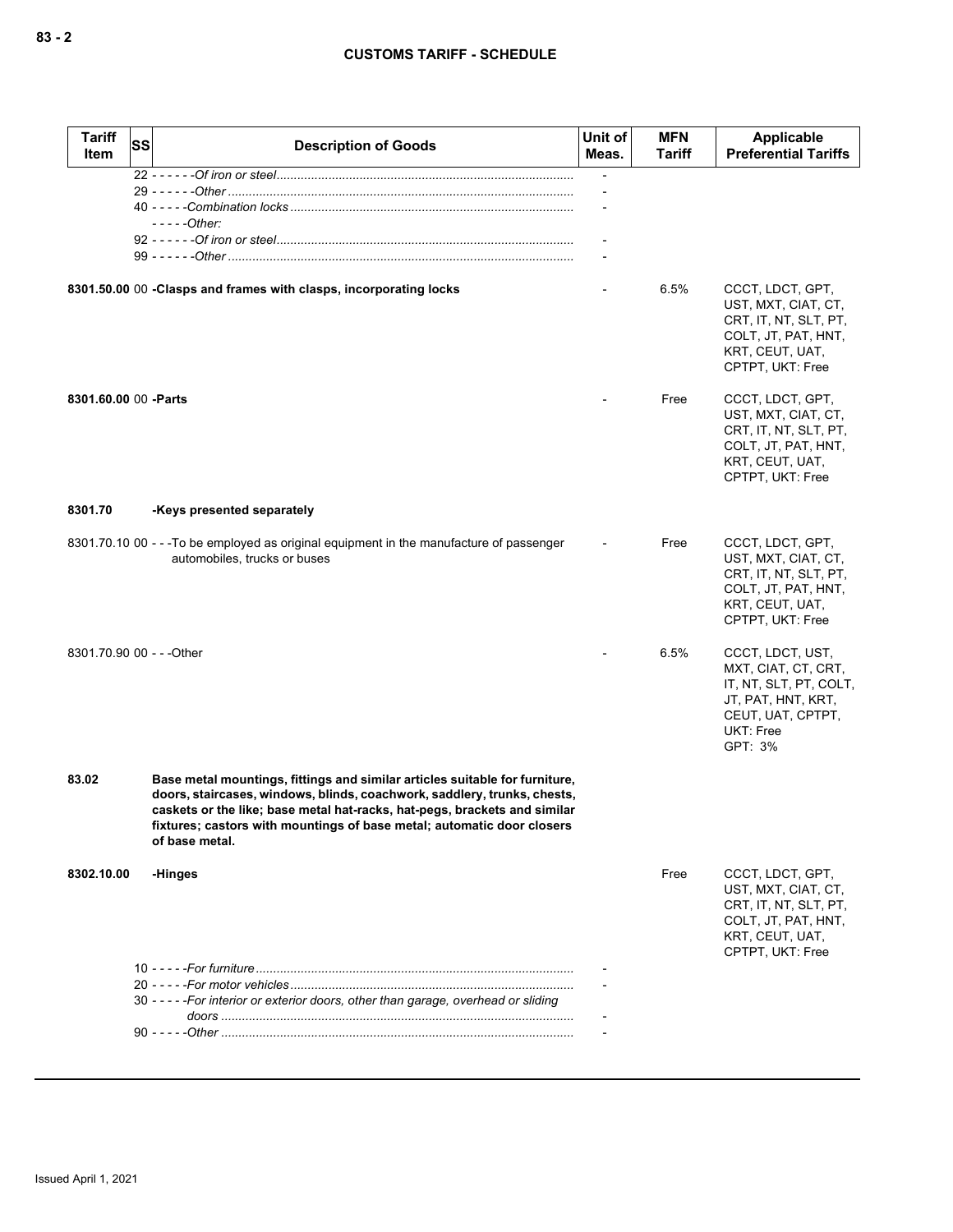| Tariff Item | SS | Description of Goods | Unit of Meas. | MFN Tariff | Applicable Preferential Tariffs |
|---|---|---|---|---|---|
| | | 22 - - - - - -*Of iron or steel* | - | | |
| | | 29 - - - - - -*Other* | - | | |
| | | 40 - - - - -*Combination locks* | - | | |
| | | - - - - -*Other:* | | | |
| | | 92 - - - - - -*Of iron or steel* | - | | |
| | | 99 - - - - - -*Other* | - | | |
| **8301.50.00** | 00 | **-Clasps and frames with clasps, incorporating locks** | - | 6.5% | CCCT, LDCT, GPT, UST, MXT, CIAT, CT, CRT, IT, NT, SLT, PT, COLT, JT, PAT, HNT, KRT, CEUT, UAT, CPTPT, UKT: Free |
| **8301.60.00** | 00 | **-Parts** | - | Free | CCCT, LDCT, GPT, UST, MXT, CIAT, CT, CRT, IT, NT, SLT, PT, COLT, JT, PAT, HNT, KRT, CEUT, UAT, CPTPT, UKT: Free |
| **8301.70** | | **-Keys presented separately** | | | |
| 8301.70.10 | 00 | - - -To be employed as original equipment in the manufacture of passenger automobiles, trucks or buses | - | Free | CCCT, LDCT, GPT, UST, MXT, CIAT, CT, CRT, IT, NT, SLT, PT, COLT, JT, PAT, HNT, KRT, CEUT, UAT, CPTPT, UKT: Free |
| 8301.70.90 | 00 | - - -Other | - | 6.5% | CCCT, LDCT, UST, MXT, CIAT, CT, CRT, IT, NT, SLT, PT, COLT, JT, PAT, HNT, KRT, CEUT, UAT, CPTPT, UKT: Free<br>GPT: 3% |
| **83.02** | | **Base metal mountings, fittings and similar articles suitable for furniture, doors, staircases, windows, blinds, coachwork, saddlery, trunks, chests, caskets or the like; base metal hat-racks, hat-pegs, brackets and similar fixtures; castors with mountings of base metal; automatic door closers of base metal.** | | | |
| **8302.10.00** | | **-Hinges** | | Free | CCCT, LDCT, GPT, UST, MXT, CIAT, CT, CRT, IT, NT, SLT, PT, COLT, JT, PAT, HNT, KRT, CEUT, UAT, CPTPT, UKT: Free |
| | | 10 - - - - -*For furniture* | - | | |
| | | 20 - - - - -*For motor vehicles* | - | | |
| | | 30 - - - - -*For interior or exterior doors, other than garage, overhead or sliding doors* | - | | |
| | | 90 - - - - -*Other* | - | | |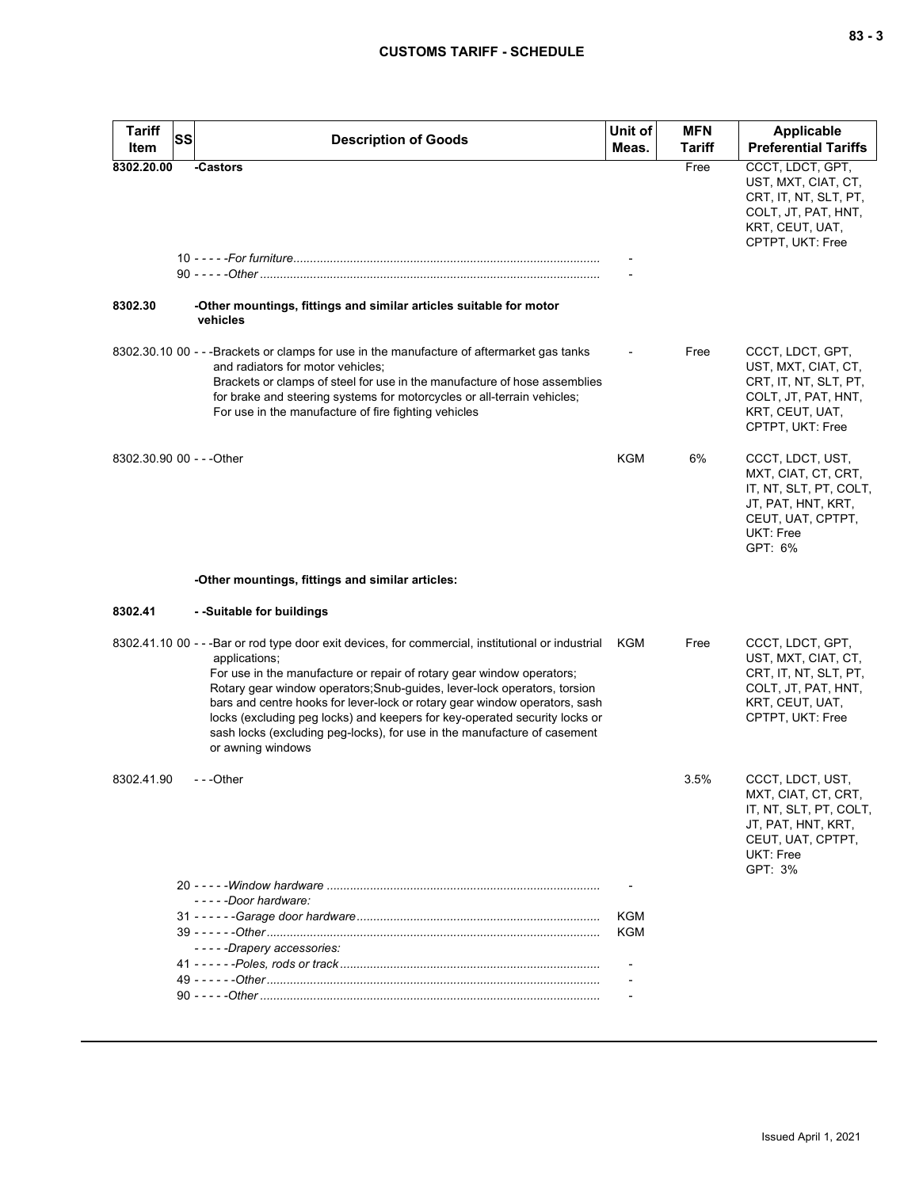| Tariff Item | SS | Description of Goods | Unit of Meas. | MFN Tariff | Applicable Preferential Tariffs |
|---|---|---|---|---|---|
| **8302.20.00** | | **-Castors** | | Free | CCCT, LDCT, GPT, UST, MXT, CIAT, CT, CRT, IT, NT, SLT, PT, COLT, JT, PAT, HNT, KRT, CEUT, UAT, CPTPT, UKT: Free |
| | 10 | - - - - -*For furniture* | - | | |
| | 90 | - - - - -*Other* | - | | |
| **8302.30** | | **-Other mountings, fittings and similar articles suitable for motor vehicles** | | | |
| 8302.30.10 | 00 | - - -Brackets or clamps for use in the manufacture of aftermarket gas tanks and radiators for motor vehicles;<br>Brackets or clamps of steel for use in the manufacture of hose assemblies for brake and steering systems for motorcycles or all-terrain vehicles;<br>For use in the manufacture of fire fighting vehicles | - | Free | CCCT, LDCT, GPT, UST, MXT, CIAT, CT, CRT, IT, NT, SLT, PT, COLT, JT, PAT, HNT, KRT, CEUT, UAT, CPTPT, UKT: Free |
| 8302.30.90 | 00 | - - -Other | KGM | 6% | CCCT, LDCT, UST, MXT, CIAT, CT, CRT, IT, NT, SLT, PT, COLT, JT, PAT, HNT, KRT, CEUT, UAT, CPTPT, UKT: Free<br>GPT: 6% |
| | | **-Other mountings, fittings and similar articles:** | | | |
| **8302.41** | | **- -Suitable for buildings** | | | |
| 8302.41.10 | 00 | - - -Bar or rod type door exit devices, for commercial, institutional or industrial applications;<br>For use in the manufacture or repair of rotary gear window operators;<br>Rotary gear window operators;Snub-guides, lever-lock operators, torsion bars and centre hooks for lever-lock or rotary gear window operators, sash locks (excluding peg locks) and keepers for key-operated security locks or sash locks (excluding peg-locks), for use in the manufacture of casement or awning windows | KGM | Free | CCCT, LDCT, GPT, UST, MXT, CIAT, CT, CRT, IT, NT, SLT, PT, COLT, JT, PAT, HNT, KRT, CEUT, UAT, CPTPT, UKT: Free |
| 8302.41.90 | | - - -Other | | 3.5% | CCCT, LDCT, UST, MXT, CIAT, CT, CRT, IT, NT, SLT, PT, COLT, JT, PAT, HNT, KRT, CEUT, UAT, CPTPT, UKT: Free<br>GPT: 3% |
| | 20 | - - - - -*Window hardware* | - | | |
| | | - - - - -*Door hardware:* | | | |
| | 31 | - - - - - -*Garage door hardware* | KGM | | |
| | 39 | - - - - - -*Other* | KGM | | |
| | | - - - - -*Drapery accessories:* | | | |
| | 41 | - - - - - -*Poles, rods or track* | - | | |
| | 49 | - - - - - -*Other* | - | | |
| | 90 | - - - - -*Other* | - | | |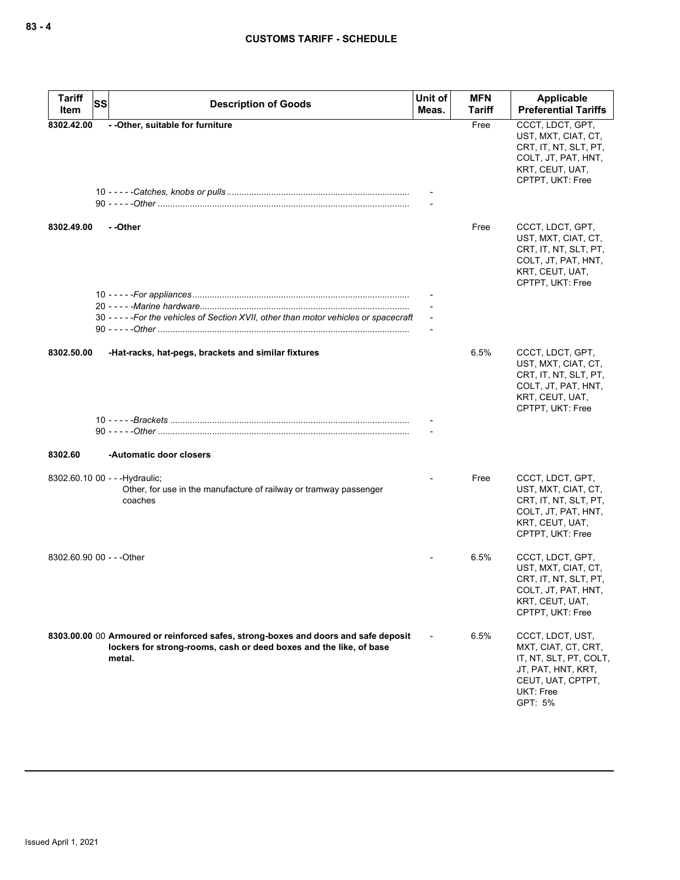| Tariff Item | SS | Description of Goods | Unit of Meas. | MFN Tariff | Applicable Preferential Tariffs |
|---|---|---|---|---|---|
| 8302.42.00 | | - -Other, suitable for furniture | | Free | CCCT, LDCT, GPT, UST, MXT, CIAT, CT, CRT, IT, NT, SLT, PT, COLT, JT, PAT, HNT, KRT, CEUT, UAT, CPTPT, UKT: Free |
| | 10 | - - - - -*Catches, knobs or pulls* | - | | |
| | 90 | - - - - -*Other* | - | | |
| 8302.49.00 | | - -Other | | Free | CCCT, LDCT, GPT, UST, MXT, CIAT, CT, CRT, IT, NT, SLT, PT, COLT, JT, PAT, HNT, KRT, CEUT, UAT, CPTPT, UKT: Free |
| | 10 | - - - - -*For appliances* | - | | |
| | 20 | - - - - -*Marine hardware* | - | | |
| | 30 | - - - - -*For the vehicles of Section XVII, other than motor vehicles or spacecraft* | - | | |
| | 90 | - - - - -*Other* | - | | |
| 8302.50.00 | | -Hat-racks, hat-pegs, brackets and similar fixtures | | 6.5% | CCCT, LDCT, GPT, UST, MXT, CIAT, CT, CRT, IT, NT, SLT, PT, COLT, JT, PAT, HNT, KRT, CEUT, UAT, CPTPT, UKT: Free |
| | 10 | - - - - -*Brackets* | - | | |
| | 90 | - - - - -*Other* | - | | |
| 8302.60 | | -Automatic door closers | | | |
| 8302.60.10 | 00 | - - -Hydraulic;<br>Other, for use in the manufacture of railway or tramway passenger coaches | - | Free | CCCT, LDCT, GPT, UST, MXT, CIAT, CT, CRT, IT, NT, SLT, PT, COLT, JT, PAT, HNT, KRT, CEUT, UAT, CPTPT, UKT: Free |
| 8302.60.90 | 00 | - - -Other | - | 6.5% | CCCT, LDCT, GPT, UST, MXT, CIAT, CT, CRT, IT, NT, SLT, PT, COLT, JT, PAT, HNT, KRT, CEUT, UAT, CPTPT, UKT: Free |
| 8303.00.00 | 00 | **Armoured or reinforced safes, strong-boxes and doors and safe deposit lockers for strong-rooms, cash or deed boxes and the like, of base metal.** | - | 6.5% | CCCT, LDCT, UST, MXT, CIAT, CT, CRT, IT, NT, SLT, PT, COLT, JT, PAT, HNT, KRT, CEUT, UAT, CPTPT, UKT: Free<br>GPT: 5% |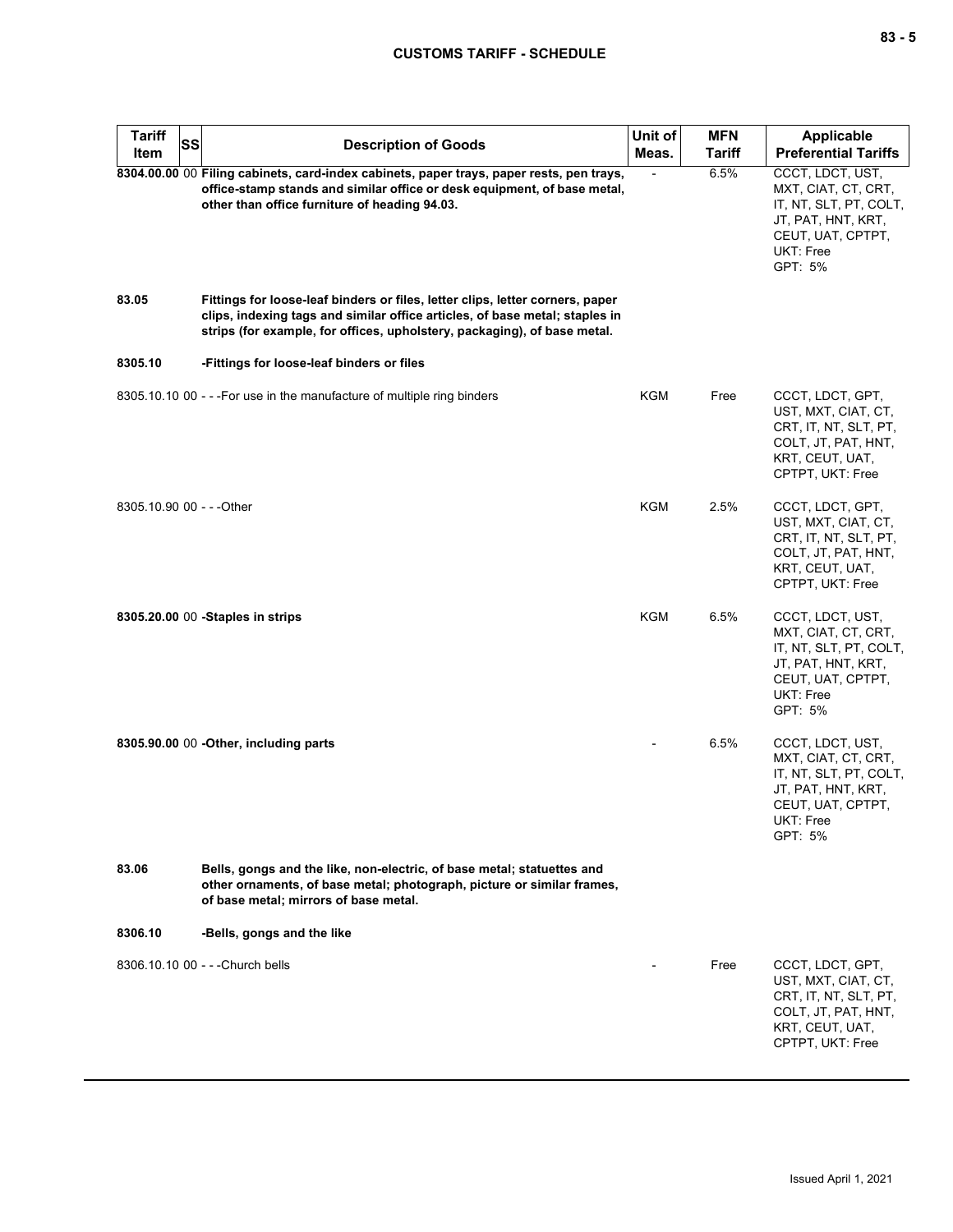| Tariff Item | SS | Description of Goods | Unit of Meas. | MFN Tariff | Applicable Preferential Tariffs |
|---|---|---|---|---|---|
| 8304.00.00 | 00 | **Filing cabinets, card-index cabinets, paper trays, paper rests, pen trays, office-stamp stands and similar office or desk equipment, of base metal, other than office furniture of heading 94.03.** | - | 6.5% | CCCT, LDCT, UST, MXT, CIAT, CT, CRT, IT, NT, SLT, PT, COLT, JT, PAT, HNT, KRT, CEUT, UAT, CPTPT, UKT: Free<br>GPT: 5% |
| 83.05 | | **Fittings for loose-leaf binders or files, letter clips, letter corners, paper clips, indexing tags and similar office articles, of base metal; staples in strips (for example, for offices, upholstery, packaging), of base metal.** | | | |
| 8305.10 | | **-Fittings for loose-leaf binders or files** | | | |
| 8305.10.10 | 00 | - - -For use in the manufacture of multiple ring binders | KGM | Free | CCCT, LDCT, GPT, UST, MXT, CIAT, CT, CRT, IT, NT, SLT, PT, COLT, JT, PAT, HNT, KRT, CEUT, UAT, CPTPT, UKT: Free |
| 8305.10.90 | 00 | - - -Other | KGM | 2.5% | CCCT, LDCT, GPT, UST, MXT, CIAT, CT, CRT, IT, NT, SLT, PT, COLT, JT, PAT, HNT, KRT, CEUT, UAT, CPTPT, UKT: Free |
| 8305.20.00 | 00 | **-Staples in strips** | KGM | 6.5% | CCCT, LDCT, UST, MXT, CIAT, CT, CRT, IT, NT, SLT, PT, COLT, JT, PAT, HNT, KRT, CEUT, UAT, CPTPT, UKT: Free<br>GPT: 5% |
| 8305.90.00 | 00 | **-Other, including parts** | - | 6.5% | CCCT, LDCT, UST, MXT, CIAT, CT, CRT, IT, NT, SLT, PT, COLT, JT, PAT, HNT, KRT, CEUT, UAT, CPTPT, UKT: Free<br>GPT: 5% |
| 83.06 | | **Bells, gongs and the like, non-electric, of base metal; statuettes and other ornaments, of base metal; photograph, picture or similar frames, of base metal; mirrors of base metal.** | | | |
| 8306.10 | | **-Bells, gongs and the like** | | | |
| 8306.10.10 | 00 | - - -Church bells | - | Free | CCCT, LDCT, GPT, UST, MXT, CIAT, CT, CRT, IT, NT, SLT, PT, COLT, JT, PAT, HNT, KRT, CEUT, UAT, CPTPT, UKT: Free |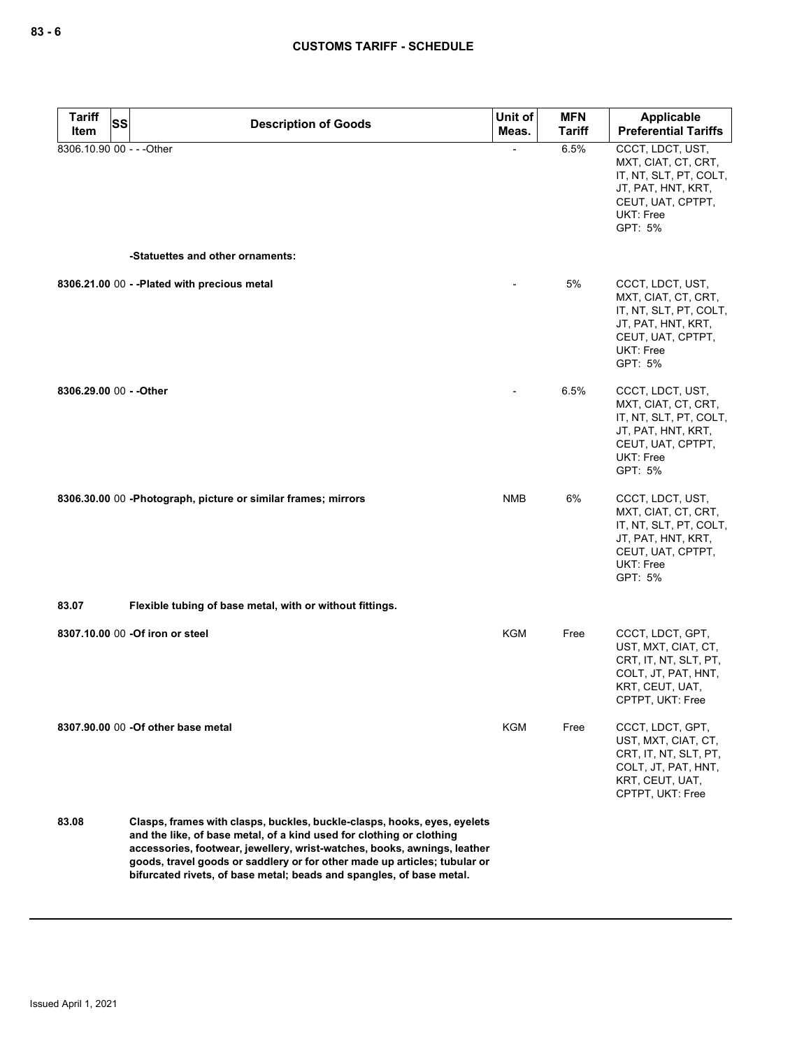| Tariff Item | SS | Description of Goods | Unit of Meas. | MFN Tariff | Applicable Preferential Tariffs |
|---|---|---|---|---|---|
| 8306.10.90 | 00 | - - -Other | - | 6.5% | CCCT, LDCT, UST, MXT, CIAT, CT, CRT, IT, NT, SLT, PT, COLT, JT, PAT, HNT, KRT, CEUT, UAT, CPTPT, UKT: Free<br>GPT: 5% |
| | | **-Statuettes and other ornaments:** | | | |
| **8306.21.00** | 00 | **- -Plated with precious metal** | - | 5% | CCCT, LDCT, UST, MXT, CIAT, CT, CRT, IT, NT, SLT, PT, COLT, JT, PAT, HNT, KRT, CEUT, UAT, CPTPT, UKT: Free<br>GPT: 5% |
| **8306.29.00** | 00 | **- -Other** | - | 6.5% | CCCT, LDCT, UST, MXT, CIAT, CT, CRT, IT, NT, SLT, PT, COLT, JT, PAT, HNT, KRT, CEUT, UAT, CPTPT, UKT: Free<br>GPT: 5% |
| **8306.30.00** | 00 | **-Photograph, picture or similar frames; mirrors** | NMB | 6% | CCCT, LDCT, UST, MXT, CIAT, CT, CRT, IT, NT, SLT, PT, COLT, JT, PAT, HNT, KRT, CEUT, UAT, CPTPT, UKT: Free<br>GPT: 5% |
| **83.07** | | **Flexible tubing of base metal, with or without fittings.** | | | |
| **8307.10.00** | 00 | **-Of iron or steel** | KGM | Free | CCCT, LDCT, GPT, UST, MXT, CIAT, CT, CRT, IT, NT, SLT, PT, COLT, JT, PAT, HNT, KRT, CEUT, UAT, CPTPT, UKT: Free |
| **8307.90.00** | 00 | **-Of other base metal** | KGM | Free | CCCT, LDCT, GPT, UST, MXT, CIAT, CT, CRT, IT, NT, SLT, PT, COLT, JT, PAT, HNT, KRT, CEUT, UAT, CPTPT, UKT: Free |
| **83.08** | | **Clasps, frames with clasps, buckles, buckle-clasps, hooks, eyes, eyelets and the like, of base metal, of a kind used for clothing or clothing accessories, footwear, jewellery, wrist-watches, books, awnings, leather goods, travel goods or saddlery or for other made up articles; tubular or bifurcated rivets, of base metal; beads and spangles, of base metal.** | | | |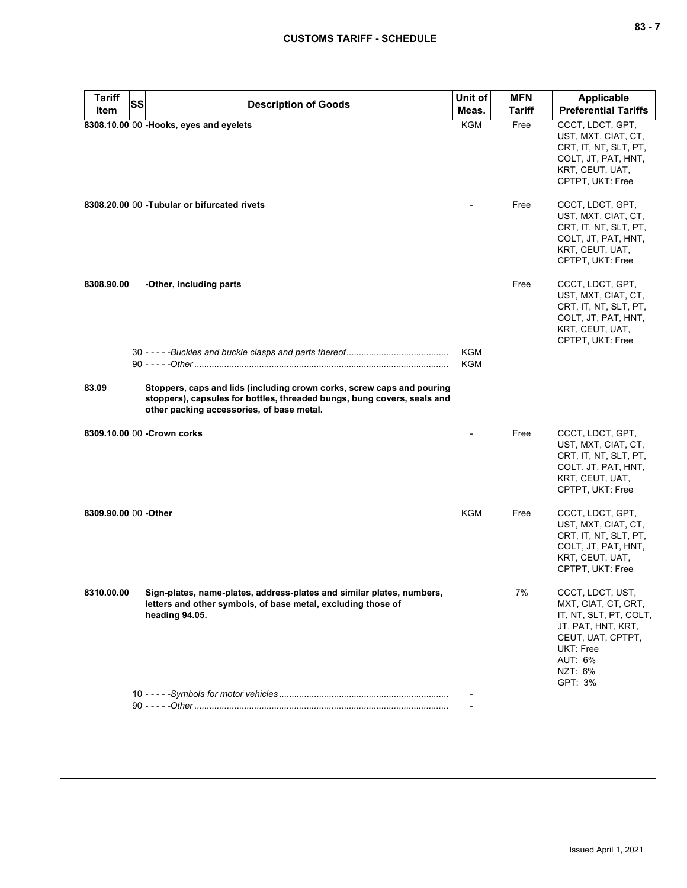| Tariff Item | SS | Description of Goods | Unit of Meas. | MFN Tariff | Applicable Preferential Tariffs |
|---|---|---|---|---|---|
| **8308.10.00** | 00 | **-Hooks, eyes and eyelets** | KGM | Free | CCCT, LDCT, GPT, UST, MXT, CIAT, CT, CRT, IT, NT, SLT, PT, COLT, JT, PAT, HNT, KRT, CEUT, UAT, CPTPT, UKT: Free |
| **8308.20.00** | 00 | **-Tubular or bifurcated rivets** | - | Free | CCCT, LDCT, GPT, UST, MXT, CIAT, CT, CRT, IT, NT, SLT, PT, COLT, JT, PAT, HNT, KRT, CEUT, UAT, CPTPT, UKT: Free |
| **8308.90.00** | | **-Other, including parts** | | Free | CCCT, LDCT, GPT, UST, MXT, CIAT, CT, CRT, IT, NT, SLT, PT, COLT, JT, PAT, HNT, KRT, CEUT, UAT, CPTPT, UKT: Free |
| | 30 | - - - - -*Buckles and buckle clasps and parts thereof* | KGM | | |
| | 90 | - - - - -*Other* | KGM | | |
| **83.09** | | **Stoppers, caps and lids (including crown corks, screw caps and pouring stoppers), capsules for bottles, threaded bungs, bung covers, seals and other packing accessories, of base metal.** | | | |
| **8309.10.00** | 00 | **-Crown corks** | - | Free | CCCT, LDCT, GPT, UST, MXT, CIAT, CT, CRT, IT, NT, SLT, PT, COLT, JT, PAT, HNT, KRT, CEUT, UAT, CPTPT, UKT: Free |
| **8309.90.00** | 00 | **-Other** | KGM | Free | CCCT, LDCT, GPT, UST, MXT, CIAT, CT, CRT, IT, NT, SLT, PT, COLT, JT, PAT, HNT, KRT, CEUT, UAT, CPTPT, UKT: Free |
| **8310.00.00** | | **Sign-plates, name-plates, address-plates and similar plates, numbers, letters and other symbols, of base metal, excluding those of heading 94.05.** | | 7% | CCCT, LDCT, UST, MXT, CIAT, CT, CRT, IT, NT, SLT, PT, COLT, JT, PAT, HNT, KRT, CEUT, UAT, CPTPT, UKT: Free<br>AUT: 6%<br>NZT: 6%<br>GPT: 3% |
| | 10 | - - - - -*Symbols for motor vehicles* | - | | |
| | 90 | - - - - -*Other* | - | | |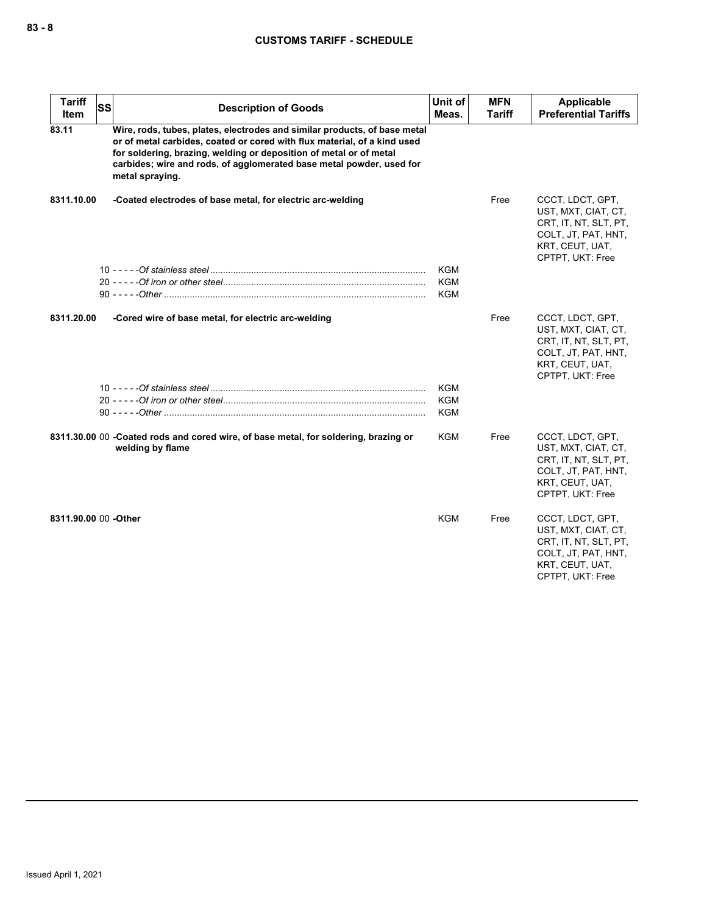| Tariff Item | SS | Description of Goods | Unit of Meas. | MFN Tariff | Applicable Preferential Tariffs |
|---|---|---|---|---|---|
| 83.11 | | **Wire, rods, tubes, plates, electrodes and similar products, of base metal or of metal carbides, coated or cored with flux material, of a kind used for soldering, brazing, welding or deposition of metal or of metal carbides; wire and rods, of agglomerated base metal powder, used for metal spraying.** | | | |
| 8311.10.00 | | **-Coated electrodes of base metal, for electric arc-welding** | | Free | CCCT, LDCT, GPT, UST, MXT, CIAT, CT, CRT, IT, NT, SLT, PT, COLT, JT, PAT, HNT, KRT, CEUT, UAT, CPTPT, UKT: Free |
| | 10 | - - - - -*Of stainless steel* | KGM | | |
| | 20 | - - - - -*Of iron or other steel* | KGM | | |
| | 90 | - - - - -*Other* | KGM | | |
| 8311.20.00 | | **-Cored wire of base metal, for electric arc-welding** | | Free | CCCT, LDCT, GPT, UST, MXT, CIAT, CT, CRT, IT, NT, SLT, PT, COLT, JT, PAT, HNT, KRT, CEUT, UAT, CPTPT, UKT: Free |
| | 10 | - - - - -*Of stainless steel* | KGM | | |
| | 20 | - - - - -*Of iron or other steel* | KGM | | |
| | 90 | - - - - -*Other* | KGM | | |
| 8311.30.00 | 00 | **-Coated rods and cored wire, of base metal, for soldering, brazing or welding by flame** | KGM | Free | CCCT, LDCT, GPT, UST, MXT, CIAT, CT, CRT, IT, NT, SLT, PT, COLT, JT, PAT, HNT, KRT, CEUT, UAT, CPTPT, UKT: Free |
| 8311.90.00 | 00 | **-Other** | KGM | Free | CCCT, LDCT, GPT, UST, MXT, CIAT, CT, CRT, IT, NT, SLT, PT, COLT, JT, PAT, HNT, KRT, CEUT, UAT, CPTPT, UKT: Free |